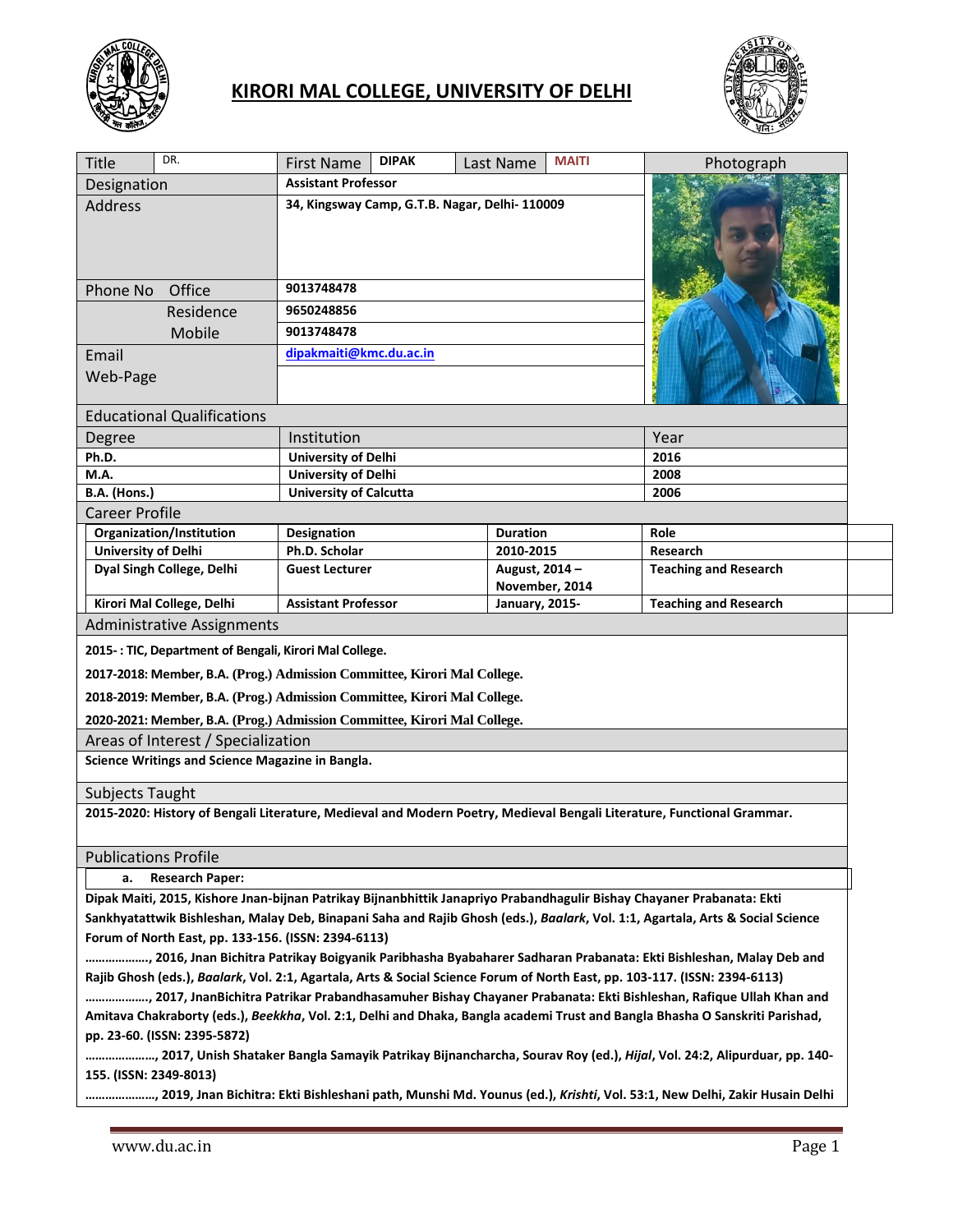# KIRORI MAL COLLEGE, UNIVERSITY OF DELHI

| Title | DR. | First Name | DIPAK | Last Name | MAITI | Photograph |
|---|---|---|---|---|---|---|
| Designation | | Assistant Professor | | | | |
| Address | | 34, Kingsway Camp, G.T.B. Nagar, Delhi- 110009 | | | | |
| Phone No | Office | 9013748478 | | | | |
| | Residence | 9650248856 | | | | |
| | Mobile | 9013748478 | | | | |
| Email | | dipakmaiti@kmc.du.ac.in | | | | |
| Web-Page | | | | | | |

## Educational Qualifications

| Degree | Institution | Year |
|---|---|---|
| Ph.D. | University of Delhi | 2016 |
| M.A. | University of Delhi | 2008 |
| B.A. (Hons.) | University of Calcutta | 2006 |

## Career Profile

| Organization/Institution | Designation | Duration | Role |
|---|---|---|---|
| University of Delhi | Ph.D. Scholar | 2010-2015 | Research |
| Dyal Singh College, Delhi | Guest Lecturer | August, 2014 – November, 2014 | Teaching and Research |
| Kirori Mal College, Delhi | Assistant Professor | January, 2015- | Teaching and Research |

## Administrative Assignments

**2015- : TIC, Department of Bengali, Kirori Mal College.**

**2017-2018: Member, B.A. (Prog.) Admission Committee, Kirori Mal College.**

**2018-2019: Member, B.A. (Prog.) Admission Committee, Kirori Mal College.**

**2020-2021: Member, B.A. (Prog.) Admission Committee, Kirori Mal College.**

## Areas of Interest / Specialization

**Science Writings and Science Magazine in Bangla.**

## Subjects Taught

**2015-2020: History of Bengali Literature, Medieval and Modern Poetry, Medieval Bengali Literature, Functional Grammar.**

## Publications Profile

**a. Research Paper:**

**Dipak Maiti, 2015, Kishore Jnan-bijnan Patrikay Bijnanbhittik Janapriyo Prabandhagulir Bishay Chayaner Prabanata: Ekti Sankhyatattwik Bishleshan, Malay Deb, Binapani Saha and Rajib Ghosh (eds.), *Baalark*, Vol. 1:1, Agartala, Arts & Social Science Forum of North East, pp. 133-156. (ISSN: 2394-6113)**

**………………, 2016, Jnan Bichitra Patrikay Boigyanik Paribhasha Byabaharer Sadharan Prabanata: Ekti Bishleshan, Malay Deb and Rajib Ghosh (eds.), *Baalark*, Vol. 2:1, Agartala, Arts & Social Science Forum of North East, pp. 103-117. (ISSN: 2394-6113)**

**………………, 2017, JnanBichitra Patrikar Prabandhasamuher Bishay Chayaner Prabanata: Ekti Bishleshan, Rafique Ullah Khan and Amitava Chakraborty (eds.), *Beekkha*, Vol. 2:1, Delhi and Dhaka, Bangla academi Trust and Bangla Bhasha O Sanskriti Parishad, pp. 23-60. (ISSN: 2395-5872)**

**…………………, 2017, Unish Shataker Bangla Samayik Patrikay Bijnancharcha, Sourav Roy (ed.), *Hijal*, Vol. 24:2, Alipurduar, pp. 140-155. (ISSN: 2349-8013)**

**…………………, 2019, Jnan Bichitra: Ekti Bishleshani path, Munshi Md. Younus (ed.), *Krishti*, Vol. 53:1, New Delhi, Zakir Husain Delhi**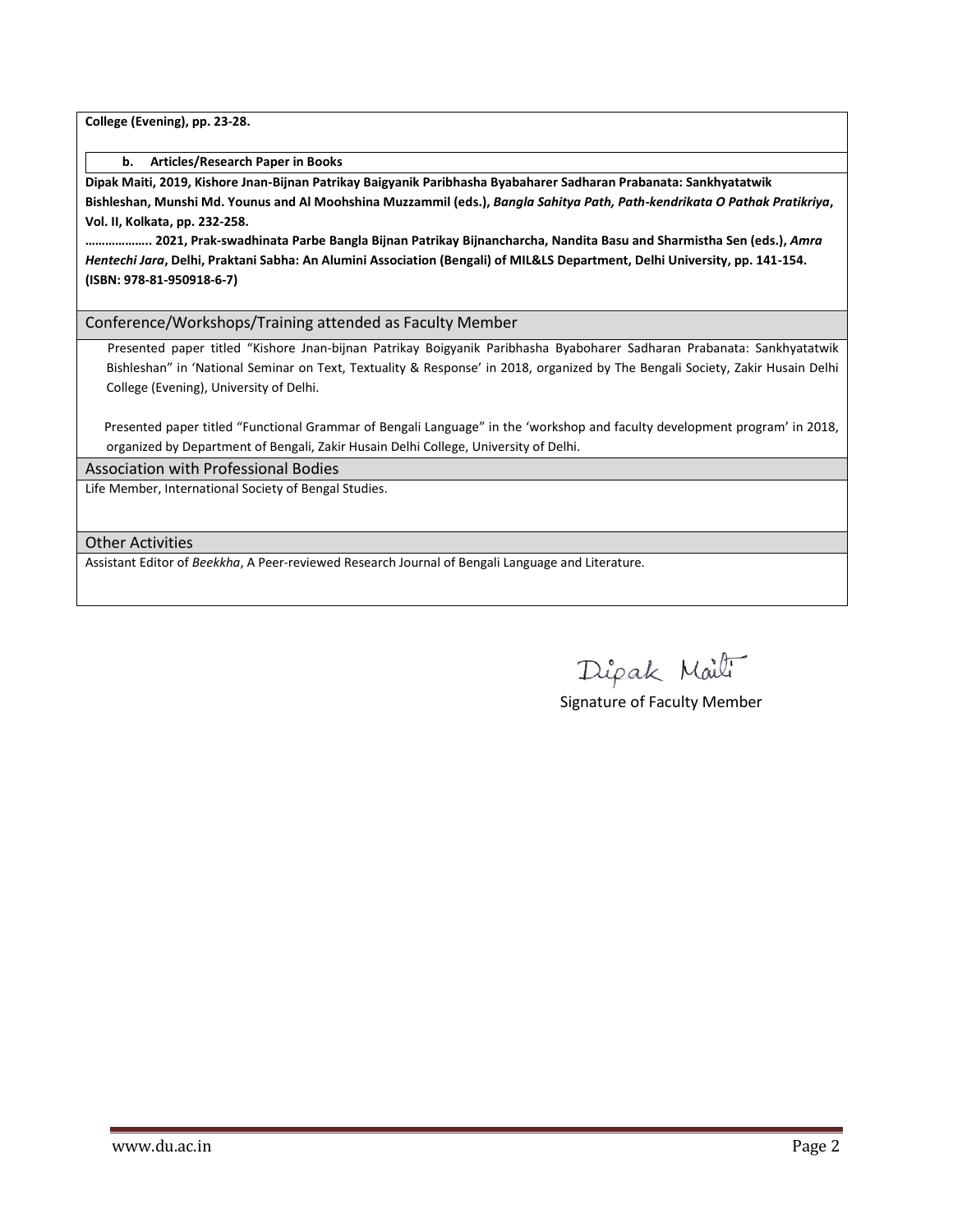**College (Evening), pp. 23-28.**

**b. Articles/Research Paper in Books**

**Dipak Maiti, 2019, Kishore Jnan-Bijnan Patrikay Baigyanik Paribhasha Byabaharer Sadharan Prabanata: Sankhyatatwik Bishleshan, Munshi Md. Younus and Al Moohshina Muzzammil (eds.), *Bangla Sahitya Path, Path-kendrikata O Pathak Pratikriya*, Vol. II, Kolkata, pp. 232-258.**

**……………….. 2021, Prak-swadhinata Parbe Bangla Bijnan Patrikay Bijnancharcha, Nandita Basu and Sharmistha Sen (eds.), *Amra Hentechi Jara*, Delhi, Praktani Sabha: An Alumini Association (Bengali) of MIL&LS Department, Delhi University, pp. 141-154. (ISBN: 978-81-950918-6-7)**

## Conference/Workshops/Training attended as Faculty Member

Presented paper titled "Kishore Jnan-bijnan Patrikay Boigyanik Paribhasha Byaboharer Sadharan Prabanata: Sankhyatatwik Bishleshan" in 'National Seminar on Text, Textuality & Response' in 2018, organized by The Bengali Society, Zakir Husain Delhi College (Evening), University of Delhi.

Presented paper titled "Functional Grammar of Bengali Language" in the 'workshop and faculty development program' in 2018, organized by Department of Bengali, Zakir Husain Delhi College, University of Delhi.

## Association with Professional Bodies

Life Member, International Society of Bengal Studies.

## Other Activities

Assistant Editor of *Beekkha*, A Peer-reviewed Research Journal of Bengali Language and Literature.

Dipak Maiti

Signature of Faculty Member